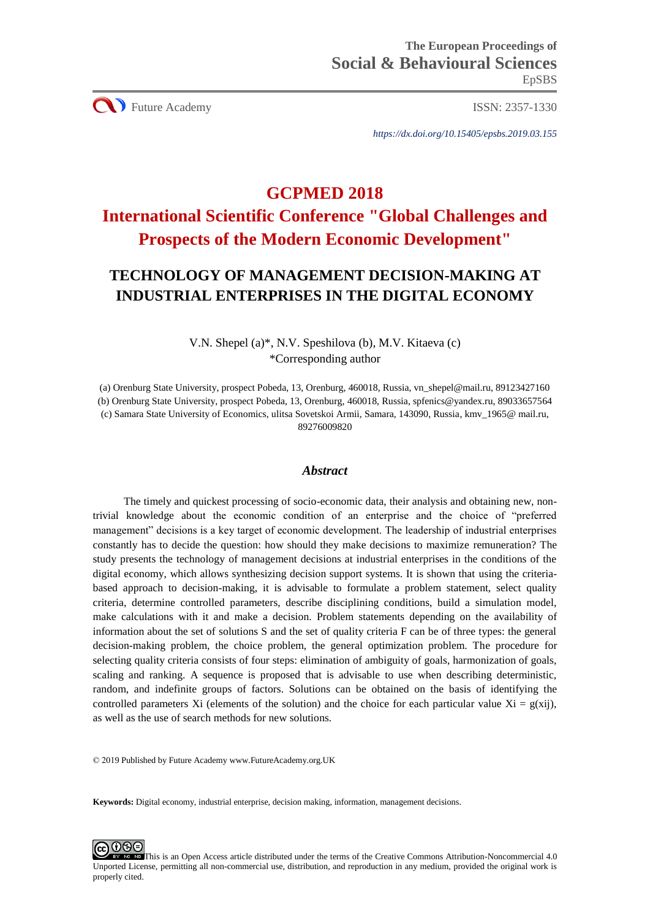The European Proceedings of
Social & Behavioural Sciences
EpSBS

Future Academy

ISSN: 2357-1330

*https://dx.doi.org/10.15405/epsbs.2019.03.155*

# GCPMED 2018
# International Scientific Conference "Global Challenges and Prospects of the Modern Economic Development"

## TECHNOLOGY OF MANAGEMENT DECISION-MAKING AT INDUSTRIAL ENTERPRISES IN THE DIGITAL ECONOMY

V.N. Shepel (a)*, N.V. Speshilova (b), M.V. Kitaeva (c)
*Corresponding author

(a) Orenburg State University, prospect Pobeda, 13, Orenburg, 460018, Russia, vn_shepel@mail.ru, 89123427160
(b) Orenburg State University, prospect Pobeda, 13, Orenburg, 460018, Russia, spfenics@yandex.ru, 89033657564
(c) Samara State University of Economics, ulitsa Sovetskoi Armii, Samara, 143090, Russia, kmv_1965@ mail.ru, 89276009820

### *Abstract*

The timely and quickest processing of socio-economic data, their analysis and obtaining new, non-trivial knowledge about the economic condition of an enterprise and the choice of "preferred management" decisions is a key target of economic development. The leadership of industrial enterprises constantly has to decide the question: how should they make decisions to maximize remuneration? The study presents the technology of management decisions at industrial enterprises in the conditions of the digital economy, which allows synthesizing decision support systems. It is shown that using the criteria-based approach to decision-making, it is advisable to formulate a problem statement, select quality criteria, determine controlled parameters, describe disciplining conditions, build a simulation model, make calculations with it and make a decision. Problem statements depending on the availability of information about the set of solutions S and the set of quality criteria F can be of three types: the general decision-making problem, the choice problem, the general optimization problem. The procedure for selecting quality criteria consists of four steps: elimination of ambiguity of goals, harmonization of goals, scaling and ranking. A sequence is proposed that is advisable to use when describing deterministic, random, and indefinite groups of factors. Solutions can be obtained on the basis of identifying the controlled parameters Xi (elements of the solution) and the choice for each particular value $X_i = g(x_{ij})$, as well as the use of search methods for new solutions.

© 2019 Published by Future Academy www.FutureAcademy.org.UK

**Keywords:** Digital economy, industrial enterprise, decision making, information, management decisions.

This is an Open Access article distributed under the terms of the Creative Commons Attribution-Noncommercial 4.0 Unported License, permitting all non-commercial use, distribution, and reproduction in any medium, provided the original work is properly cited.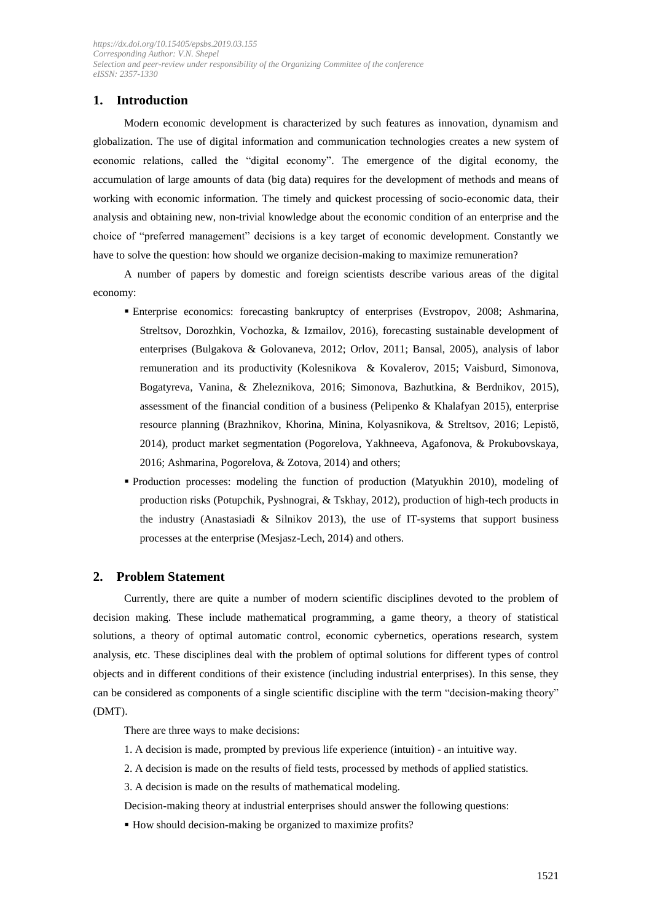## 1. Introduction

Modern economic development is characterized by such features as innovation, dynamism and globalization. The use of digital information and communication technologies creates a new system of economic relations, called the "digital economy". The emergence of the digital economy, the accumulation of large amounts of data (big data) requires for the development of methods and means of working with economic information. The timely and quickest processing of socio-economic data, their analysis and obtaining new, non-trivial knowledge about the economic condition of an enterprise and the choice of "preferred management" decisions is a key target of economic development. Constantly we have to solve the question: how should we organize decision-making to maximize remuneration?

A number of papers by domestic and foreign scientists describe various areas of the digital economy:

- Enterprise economics: forecasting bankruptcy of enterprises (Evstropov, 2008; Ashmarina, Streltsov, Dorozhkin, Vochozka, & Izmailov, 2016), forecasting sustainable development of enterprises (Bulgakova & Golovaneva, 2012; Orlov, 2011; Bansal, 2005), analysis of labor remuneration and its productivity (Kolesnikova & Kovalerov, 2015; Vaisburd, Simonova, Bogatyreva, Vanina, & Zheleznikova, 2016; Simonova, Bazhutkina, & Berdnikov, 2015), assessment of the financial condition of a business (Pelipenko & Khalafyan 2015), enterprise resource planning (Brazhnikov, Khorina, Minina, Kolyasnikova, & Streltsov, 2016; Lepistö, 2014), product market segmentation (Pogorelova, Yakhneeva, Agafonova, & Prokubovskaya, 2016; Ashmarina, Pogorelova, & Zotova, 2014) and others;
- Production processes: modeling the function of production (Matyukhin 2010), modeling of production risks (Potupchik, Pyshnograi, & Tskhay, 2012), production of high-tech products in the industry (Anastasiadi & Silnikov 2013), the use of IT-systems that support business processes at the enterprise (Mesjasz-Lech, 2014) and others.

## 2. Problem Statement

Currently, there are quite a number of modern scientific disciplines devoted to the problem of decision making. These include mathematical programming, a game theory, a theory of statistical solutions, a theory of optimal automatic control, economic cybernetics, operations research, system analysis, etc. These disciplines deal with the problem of optimal solutions for different types of control objects and in different conditions of their existence (including industrial enterprises). In this sense, they can be considered as components of a single scientific discipline with the term "decision-making theory" (DMT).

There are three ways to make decisions:

1. A decision is made, prompted by previous life experience (intuition) - an intuitive way.
2. A decision is made on the results of field tests, processed by methods of applied statistics.
3. A decision is made on the results of mathematical modeling.

Decision-making theory at industrial enterprises should answer the following questions:

- How should decision-making be organized to maximize profits?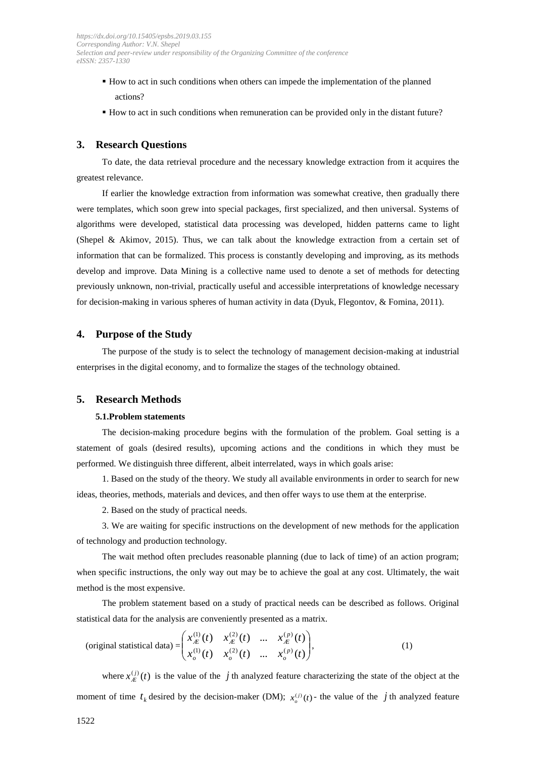- How to act in such conditions when others can impede the implementation of the planned actions?
- How to act in such conditions when remuneration can be provided only in the distant future?

## 3. Research Questions

To date, the data retrieval procedure and the necessary knowledge extraction from it acquires the greatest relevance.

If earlier the knowledge extraction from information was somewhat creative, then gradually there were templates, which soon grew into special packages, first specialized, and then universal. Systems of algorithms were developed, statistical data processing was developed, hidden patterns came to light (Shepel & Akimov, 2015). Thus, we can talk about the knowledge extraction from a certain set of information that can be formalized. This process is constantly developing and improving, as its methods develop and improve. Data Mining is a collective name used to denote a set of methods for detecting previously unknown, non-trivial, practically useful and accessible interpretations of knowledge necessary for decision-making in various spheres of human activity in data (Dyuk, Flegontov, & Fomina, 2011).

## 4. Purpose of the Study

The purpose of the study is to select the technology of management decision-making at industrial enterprises in the digital economy, and to formalize the stages of the technology obtained.

## 5. Research Methods

### 5.1. Problem statements

The decision-making procedure begins with the formulation of the problem. Goal setting is a statement of goals (desired results), upcoming actions and the conditions in which they must be performed. We distinguish three different, albeit interrelated, ways in which goals arise:

1. Based on the study of the theory. We study all available environments in order to search for new ideas, theories, methods, materials and devices, and then offer ways to use them at the enterprise.

2. Based on the study of practical needs.

3. We are waiting for specific instructions on the development of new methods for the application of technology and production technology.

The wait method often precludes reasonable planning (due to lack of time) of an action program; when specific instructions, the only way out may be to achieve the goal at any cost. Ultimately, the wait method is the most expensive.

The problem statement based on a study of practical needs can be described as follows. Original statistical data for the analysis are conveniently presented as a matrix.

$$\text{(original statistical data)} = \begin{pmatrix} x_{Æ}^{(1)}(t) & x_{Æ}^{(2)}(t) & \dots & x_{Æ}^{(p)}(t) \\ x_{o}^{(1)}(t) & x_{o}^{(2)}(t) & \dots & x_{o}^{(p)}(t) \end{pmatrix}, \tag{1}$$

where $x_{Æ}^{(j)}(t)$ is the value of the $j$ th analyzed feature characterizing the state of the object at the moment of time $t_k$ desired by the decision-maker (DM); $x_{o}^{(j)}(t)$ - the value of the $j$ th analyzed feature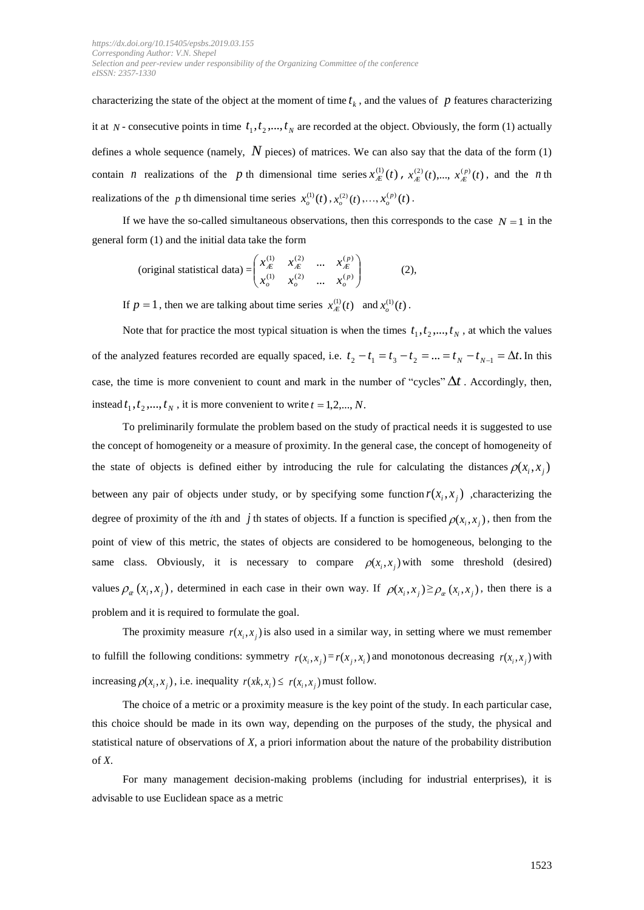characterizing the state of the object at the moment of time $t_k$, and the values of $p$ features characterizing it at $N$ - consecutive points in time $t_1, t_2, ..., t_N$ are recorded at the object. Obviously, the form (1) actually defines a whole sequence (namely, $N$ pieces) of matrices. We can also say that the data of the form (1) contain $n$ realizations of the $p$ th dimensional time series $x_{Æ}^{(1)}(t)$, $x_{Æ}^{(2)}(t)$,..., $x_{Æ}^{(p)}(t)$, and the $n$ th realizations of the $p$ th dimensional time series $x_o^{(1)}(t), x_o^{(2)}(t), ..., x_o^{(p)}(t)$.

If we have the so-called simultaneous observations, then this corresponds to the case $N = 1$ in the general form (1) and the initial data take the form

$$\text{(original statistical data)} = \begin{pmatrix} x_{Æ}^{(1)} & x_{Æ}^{(2)} & \dots & x_{Æ}^{(p)} \\ x_o^{(1)} & x_o^{(2)} & \dots & x_o^{(p)} \end{pmatrix} \qquad (2),$$

If $p = 1$, then we are talking about time series $x_{Æ}^{(1)}(t)$ and $x_o^{(1)}(t)$.

Note that for practice the most typical situation is when the times $t_1, t_2, ..., t_N$, at which the values of the analyzed features recorded are equally spaced, i.e. $t_2 - t_1 = t_3 - t_2 = ... = t_N - t_{N-1} = \Delta t$. In this case, the time is more convenient to count and mark in the number of "cycles" $\Delta t$. Accordingly, then, instead $t_1, t_2, ..., t_N$, it is more convenient to write $t = 1, 2, ..., N$.

To preliminarily formulate the problem based on the study of practical needs it is suggested to use the concept of homogeneity or a measure of proximity. In the general case, the concept of homogeneity of the state of objects is defined either by introducing the rule for calculating the distances $\rho(x_i, x_j)$ between any pair of objects under study, or by specifying some function $r(x_i, x_j)$ ,characterizing the degree of proximity of the $i$th and $j$ th states of objects. If a function is specified $\rho(x_i, x_j)$, then from the point of view of this metric, the states of objects are considered to be homogeneous, belonging to the same class. Obviously, it is necessary to compare $\rho(x_i, x_j)$ with some threshold (desired) values $\rho_{æ}(x_i, x_j)$, determined in each case in their own way. If $\rho(x_i, x_j) \geq \rho_{æ}(x_i, x_j)$, then there is a problem and it is required to formulate the goal.

The proximity measure $r(x_i, x_j)$ is also used in a similar way, in setting where we must remember to fulfill the following conditions: symmetry $r(x_i, x_j) = r(x_j, x_i)$ and monotonous decreasing $r(x_i, x_j)$ with increasing $\rho(x_i, x_j)$, i.e. inequality $r(xk, x_l) \leq r(x_i, x_j)$ must follow.

The choice of a metric or a proximity measure is the key point of the study. In each particular case, this choice should be made in its own way, depending on the purposes of the study, the physical and statistical nature of observations of *X*, a priori information about the nature of the probability distribution of *X*.

For many management decision-making problems (including for industrial enterprises), it is advisable to use Euclidean space as a metric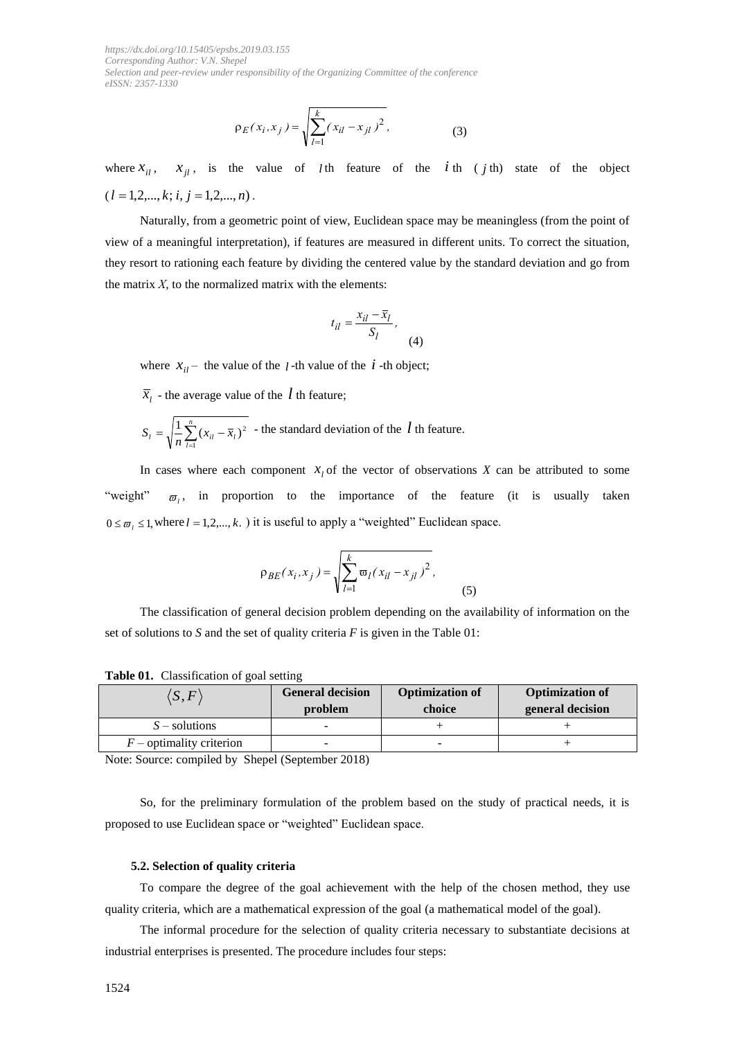$$\rho_E(x_i, x_j) = \sqrt{\sum_{l=1}^{k} (x_{il} - x_{jl})^2}, \qquad (3)$$

where $x_{il}$, $x_{jl}$, is the value of $l$th feature of the $i$th ($j$th) state of the object ($l = 1,2,...,k;\ i,\ j = 1,2,...,n$).

Naturally, from a geometric point of view, Euclidean space may be meaningless (from the point of view of a meaningful interpretation), if features are measured in different units. To correct the situation, they resort to rationing each feature by dividing the centered value by the standard deviation and go from the matrix *X*, to the normalized matrix with the elements:

$$t_{il} = \frac{x_{il} - \overline{x}_l}{S_l}, \qquad (4)$$

where $x_{il}$ – the value of the $l$-th value of the $i$-th object;

$\overline{x}_l$ - the average value of the $l$ th feature;

$S_l = \sqrt{\frac{1}{n}\sum_{l=1}^{n}(x_{il} - \overline{x}_l)^2}$ - the standard deviation of the $l$ th feature.

In cases where each component $x_l$ of the vector of observations *X* can be attributed to some "weight" $\varpi_l$, in proportion to the importance of the feature (it is usually taken $0 \le \varpi_l \le 1$, where $l = 1,2,...,k$. ) it is useful to apply a "weighted" Euclidean space.

$$\rho_{BE}(x_i, x_j) = \sqrt{\sum_{l=1}^{k} \varpi_l (x_{il} - x_{jl})^2}, \qquad (5)$$

The classification of general decision problem depending on the availability of information on the set of solutions to *S* and the set of quality criteria *F* is given in the Table 01:

**Table 01.** Classification of goal setting

| $\langle S, F \rangle$ | **General decision problem** | **Optimization of choice** | **Optimization of general decision** |
|---|---|---|---|
| *S* – solutions | - | + | + |
| *F* – optimality criterion | - | - | + |

Note: Source: compiled by Shepel (September 2018)

So, for the preliminary formulation of the problem based on the study of practical needs, it is proposed to use Euclidean space or "weighted" Euclidean space.

### 5.2. Selection of quality criteria

To compare the degree of the goal achievement with the help of the chosen method, they use quality criteria, which are a mathematical expression of the goal (a mathematical model of the goal).

The informal procedure for the selection of quality criteria necessary to substantiate decisions at industrial enterprises is presented. The procedure includes four steps: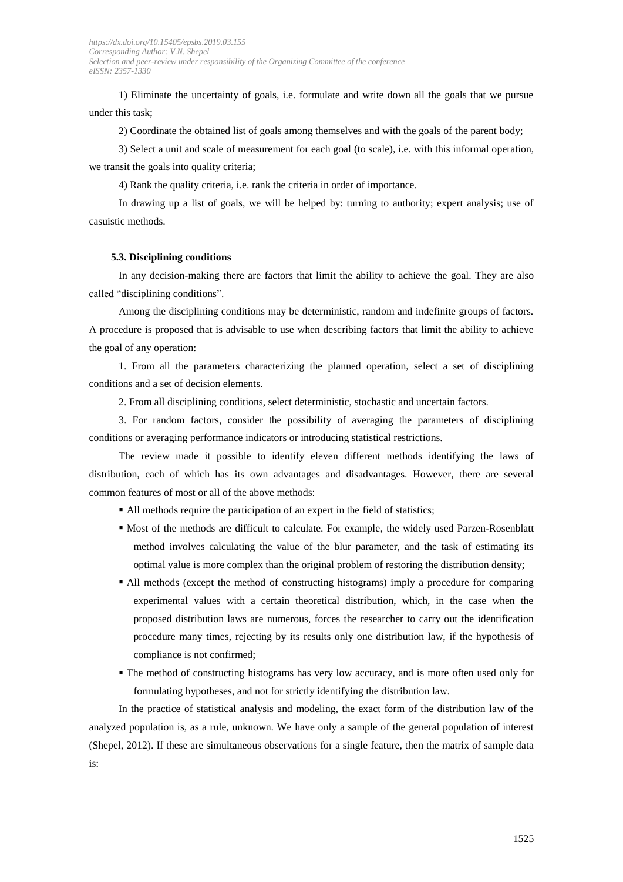1) Eliminate the uncertainty of goals, i.e. formulate and write down all the goals that we pursue under this task;

2) Coordinate the obtained list of goals among themselves and with the goals of the parent body;

3) Select a unit and scale of measurement for each goal (to scale), i.e. with this informal operation, we transit the goals into quality criteria;

4) Rank the quality criteria, i.e. rank the criteria in order of importance.

In drawing up a list of goals, we will be helped by: turning to authority; expert analysis; use of casuistic methods.

### 5.3. Disciplining conditions

In any decision-making there are factors that limit the ability to achieve the goal. They are also called "disciplining conditions".

Among the disciplining conditions may be deterministic, random and indefinite groups of factors. A procedure is proposed that is advisable to use when describing factors that limit the ability to achieve the goal of any operation:

1. From all the parameters characterizing the planned operation, select a set of disciplining conditions and a set of decision elements.

2. From all disciplining conditions, select deterministic, stochastic and uncertain factors.

3. For random factors, consider the possibility of averaging the parameters of disciplining conditions or averaging performance indicators or introducing statistical restrictions.

The review made it possible to identify eleven different methods identifying the laws of distribution, each of which has its own advantages and disadvantages. However, there are several common features of most or all of the above methods:

- All methods require the participation of an expert in the field of statistics;
- Most of the methods are difficult to calculate. For example, the widely used Parzen-Rosenblatt method involves calculating the value of the blur parameter, and the task of estimating its optimal value is more complex than the original problem of restoring the distribution density;
- All methods (except the method of constructing histograms) imply a procedure for comparing experimental values with a certain theoretical distribution, which, in the case when the proposed distribution laws are numerous, forces the researcher to carry out the identification procedure many times, rejecting by its results only one distribution law, if the hypothesis of compliance is not confirmed;
- The method of constructing histograms has very low accuracy, and is more often used only for formulating hypotheses, and not for strictly identifying the distribution law.

In the practice of statistical analysis and modeling, the exact form of the distribution law of the analyzed population is, as a rule, unknown. We have only a sample of the general population of interest (Shepel, 2012). If these are simultaneous observations for a single feature, then the matrix of sample data is: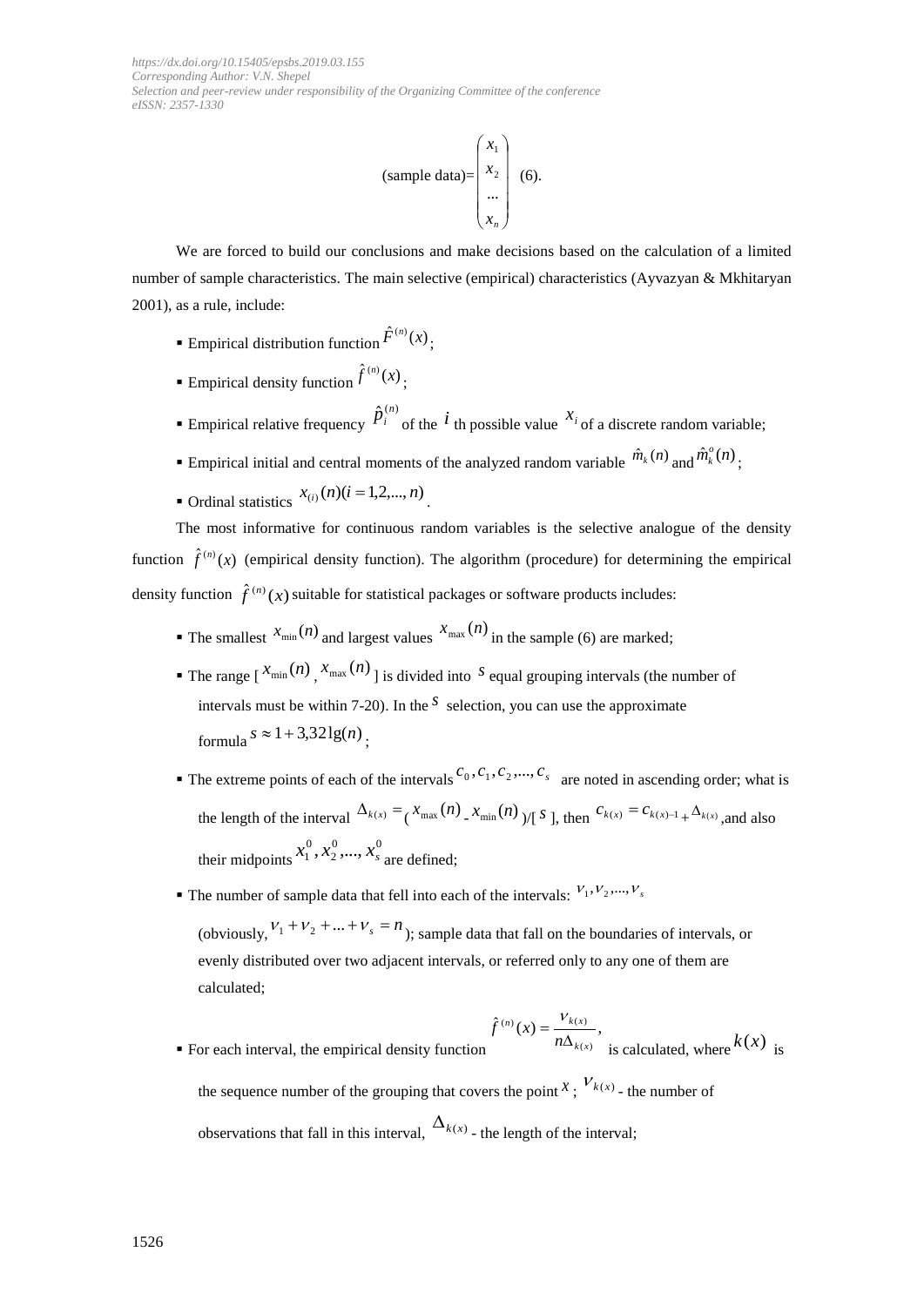$$\text{(sample data)} = \begin{pmatrix} x_1 \\ x_2 \\ \ldots \\ x_n \end{pmatrix} \quad (6).$$

We are forced to build our conclusions and make decisions based on the calculation of a limited number of sample characteristics. The main selective (empirical) characteristics (Ayvazyan & Mkhitaryan 2001), as a rule, include:

- Empirical distribution function $\hat{F}^{(n)}(x)$;
- Empirical density function $\hat{f}^{(n)}(x)$;
- Empirical relative frequency $\hat{p}_i^{(n)}$ of the $i$ th possible value $x_i$ of a discrete random variable;
- Empirical initial and central moments of the analyzed random variable $\hat{m}_k(n)$ and $\hat{m}_k^o(n)$;
- Ordinal statistics $x_{(i)}(n)(i = 1,2,...,n)$.

The most informative for continuous random variables is the selective analogue of the density function $\hat{f}^{(n)}(x)$ (empirical density function). The algorithm (procedure) for determining the empirical density function $\hat{f}^{(n)}(x)$ suitable for statistical packages or software products includes:

- The smallest $x_{\min}(n)$ and largest values $x_{\max}(n)$ in the sample (6) are marked;
- The range [ $x_{\min}(n)$ , $x_{\max}(n)$ ] is divided into $s$ equal grouping intervals (the number of intervals must be within 7-20). In the $s$ selection, you can use the approximate formula $s \approx 1 + 3{,}32\lg(n)$;
- The extreme points of each of the intervals $c_0, c_1, c_2, ..., c_s$ are noted in ascending order; what is the length of the interval $\Delta_{k(x)} =$ ( $x_{\max}(n)$ - $x_{\min}(n)$ )/[ $s$ ], then $c_{k(x)} = c_{k(x)-1} + \Delta_{k(x)}$ ,and also their midpoints $x_1^0, x_2^0, ..., x_s^0$ are defined;
- The number of sample data that fell into each of the intervals: $\nu_1, \nu_2, ..., \nu_s$ (obviously, $\nu_1 + \nu_2 + ... + \nu_s = n$ ); sample data that fall on the boundaries of intervals, or evenly distributed over two adjacent intervals, or referred only to any one of them are calculated;
- For each interval, the empirical density function $\hat{f}^{(n)}(x) = \dfrac{\nu_{k(x)}}{n\Delta_{k(x)}}$, is calculated, where $k(x)$ is the sequence number of the grouping that covers the point $x$ ; $\nu_{k(x)}$ - the number of observations that fall in this interval, $\Delta_{k(x)}$ - the length of the interval;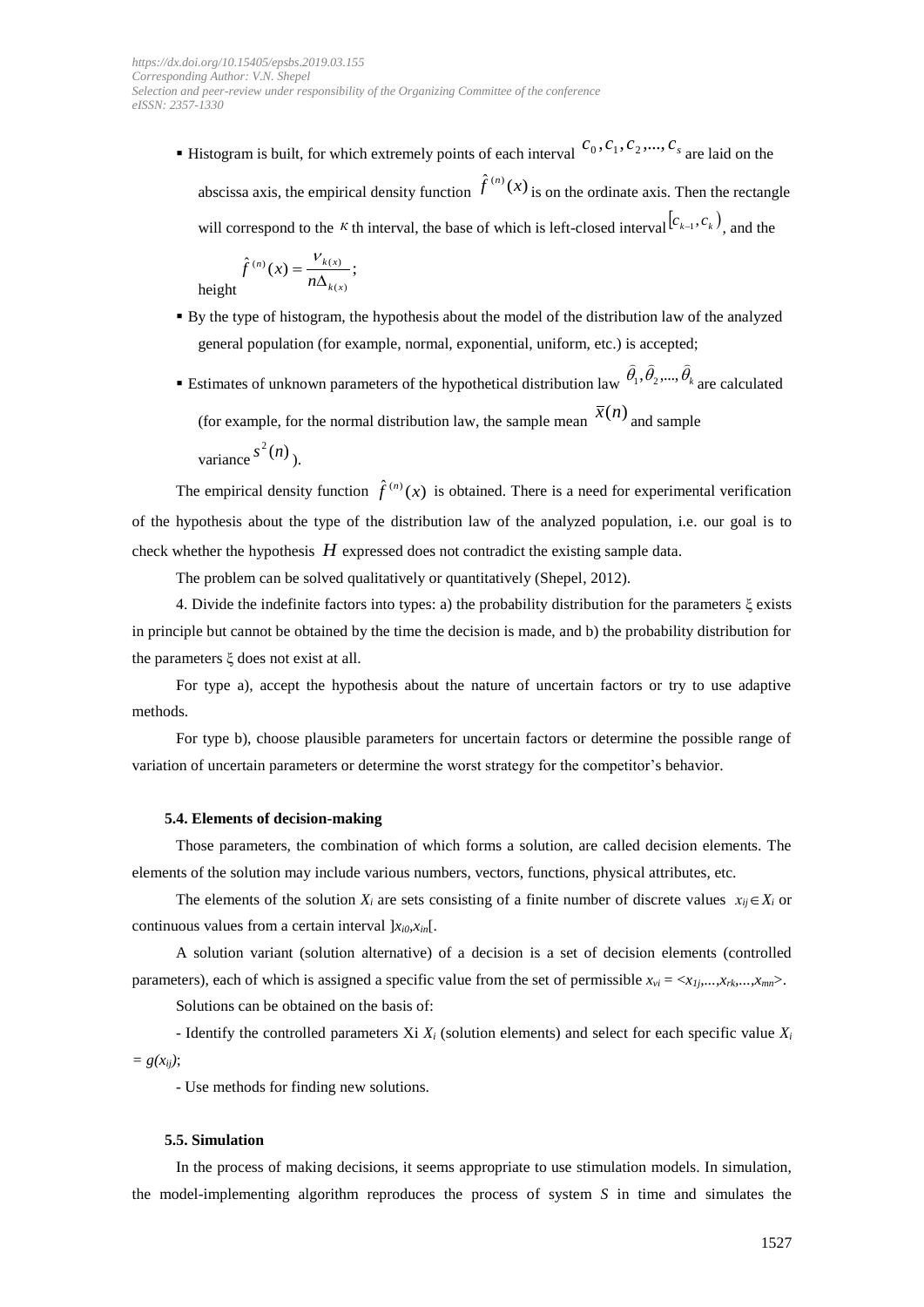- Histogram is built, for which extremely points of each interval $c_0, c_1, c_2, ..., c_s$ are laid on the abscissa axis, the empirical density function $\hat{f}^{(n)}(x)$ is on the ordinate axis. Then the rectangle will correspond to the $\kappa$ th interval, the base of which is left-closed interval $[c_{k-1}, c_k)$, and the height $\hat{f}^{(n)}(x) = \dfrac{\nu_{k(x)}}{n\Delta_{k(x)}}$;
- By the type of histogram, the hypothesis about the model of the distribution law of the analyzed general population (for example, normal, exponential, uniform, etc.) is accepted;
- Estimates of unknown parameters of the hypothetical distribution law $\hat{\theta}_1, \hat{\theta}_2, ..., \hat{\theta}_k$ are calculated (for example, for the normal distribution law, the sample mean $\bar{x}(n)$ and sample variance $s^2(n)$).

The empirical density function $\hat{f}^{(n)}(x)$ is obtained. There is a need for experimental verification of the hypothesis about the type of the distribution law of the analyzed population, i.e. our goal is to check whether the hypothesis $H$ expressed does not contradict the existing sample data.

The problem can be solved qualitatively or quantitatively (Shepel, 2012).

4. Divide the indefinite factors into types: a) the probability distribution for the parameters ξ exists in principle but cannot be obtained by the time the decision is made, and b) the probability distribution for the parameters ξ does not exist at all.

For type a), accept the hypothesis about the nature of uncertain factors or try to use adaptive methods.

For type b), choose plausible parameters for uncertain factors or determine the possible range of variation of uncertain parameters or determine the worst strategy for the competitor's behavior.

### 5.4. Elements of decision-making

Those parameters, the combination of which forms a solution, are called decision elements. The elements of the solution may include various numbers, vectors, functions, physical attributes, etc.

The elements of the solution $X_i$ are sets consisting of a finite number of discrete values $x_{ij} \in X_i$ or continuous values from a certain interval $]x_{i0}, x_{in}[$.

A solution variant (solution alternative) of a decision is a set of decision elements (controlled parameters), each of which is assigned a specific value from the set of permissible $x_{vi} = <x_{1j}, ..., x_{rk}, ..., x_{mn}>$.

Solutions can be obtained on the basis of:

- Identify the controlled parameters Xi $X_i$ (solution elements) and select for each specific value $X_i = g(x_{ij})$;

- Use methods for finding new solutions.

### 5.5. Simulation

In the process of making decisions, it seems appropriate to use stimulation models. In simulation, the model-implementing algorithm reproduces the process of system *S* in time and simulates the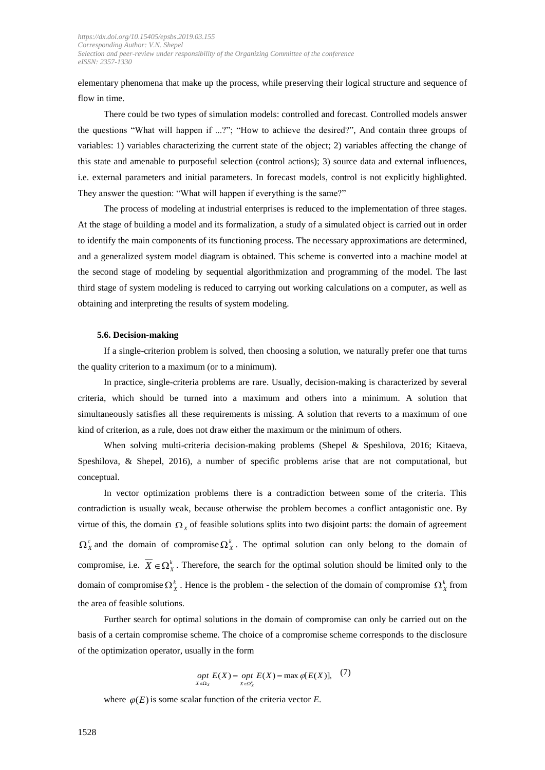elementary phenomena that make up the process, while preserving their logical structure and sequence of flow in time.

There could be two types of simulation models: controlled and forecast. Controlled models answer the questions "What will happen if ...?"; "How to achieve the desired?", And contain three groups of variables: 1) variables characterizing the current state of the object; 2) variables affecting the change of this state and amenable to purposeful selection (control actions); 3) source data and external influences, i.e. external parameters and initial parameters. In forecast models, control is not explicitly highlighted. They answer the question: "What will happen if everything is the same?"

The process of modeling at industrial enterprises is reduced to the implementation of three stages. At the stage of building a model and its formalization, a study of a simulated object is carried out in order to identify the main components of its functioning process. The necessary approximations are determined, and a generalized system model diagram is obtained. This scheme is converted into a machine model at the second stage of modeling by sequential algorithmization and programming of the model. The last third stage of system modeling is reduced to carrying out working calculations on a computer, as well as obtaining and interpreting the results of system modeling.

### 5.6. Decision-making

If a single-criterion problem is solved, then choosing a solution, we naturally prefer one that turns the quality criterion to a maximum (or to a minimum).

In practice, single-criteria problems are rare. Usually, decision-making is characterized by several criteria, which should be turned into a maximum and others into a minimum. A solution that simultaneously satisfies all these requirements is missing. A solution that reverts to a maximum of one kind of criterion, as a rule, does not draw either the maximum or the minimum of others.

When solving multi-criteria decision-making problems (Shepel & Speshilova, 2016; Kitaeva, Speshilova, & Shepel, 2016), a number of specific problems arise that are not computational, but conceptual.

In vector optimization problems there is a contradiction between some of the criteria. This contradiction is usually weak, because otherwise the problem becomes a conflict antagonistic one. By virtue of this, the domain $\Omega_X$ of feasible solutions splits into two disjoint parts: the domain of agreement $\Omega_X^c$ and the domain of compromise $\Omega_X^k$. The optimal solution can only belong to the domain of compromise, i.e. $\overline{X} \in \Omega_X^k$. Therefore, the search for the optimal solution should be limited only to the domain of compromise $\Omega_X^k$. Hence is the problem - the selection of the domain of compromise $\Omega_X^k$ from the area of feasible solutions.

Further search for optimal solutions in the domain of compromise can only be carried out on the basis of a certain compromise scheme. The choice of a compromise scheme corresponds to the disclosure of the optimization operator, usually in the form

$$\underset{X \in \Omega_X}{opt}\, E(X) = \underset{X \in \Omega_X^k}{opt}\, E(X) = \max \varphi[E(X)], \quad (7)$$

where $\varphi(E)$ is some scalar function of the criteria vector $E$.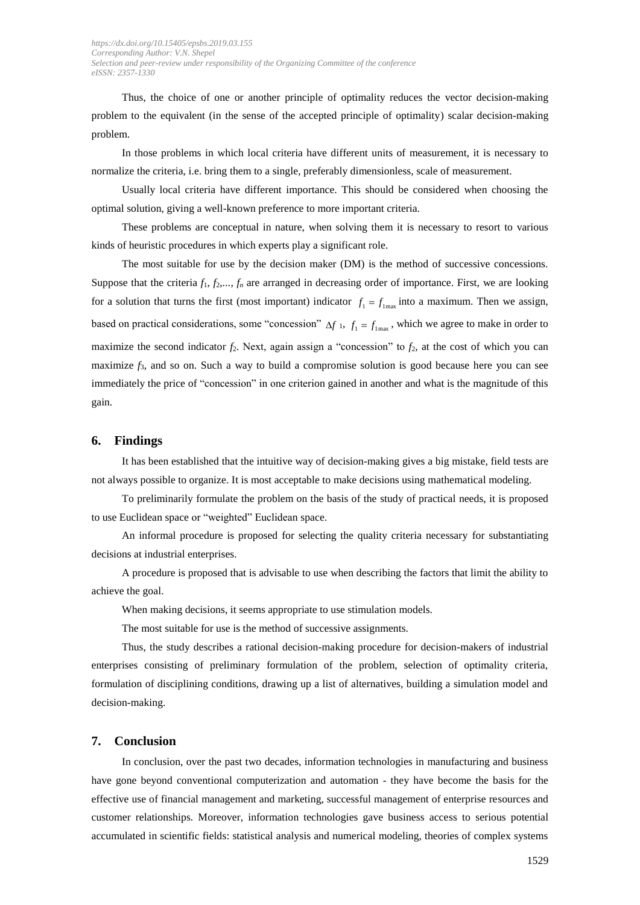Thus, the choice of one or another principle of optimality reduces the vector decision-making problem to the equivalent (in the sense of the accepted principle of optimality) scalar decision-making problem.

In those problems in which local criteria have different units of measurement, it is necessary to normalize the criteria, i.e. bring them to a single, preferably dimensionless, scale of measurement.

Usually local criteria have different importance. This should be considered when choosing the optimal solution, giving a well-known preference to more important criteria.

These problems are conceptual in nature, when solving them it is necessary to resort to various kinds of heuristic procedures in which experts play a significant role.

The most suitable for use by the decision maker (DM) is the method of successive concessions. Suppose that the criteria $f_1, f_2,..., f_n$ are arranged in decreasing order of importance. First, we are looking for a solution that turns the first (most important) indicator $f_1 = f_{1\max}$ into a maximum. Then we assign, based on practical considerations, some "concession" $\Delta f_1$, $f_1 = f_{1\max}$, which we agree to make in order to maximize the second indicator $f_2$. Next, again assign a "concession" to $f_2$, at the cost of which you can maximize $f_3$, and so on. Such a way to build a compromise solution is good because here you can see immediately the price of "concession" in one criterion gained in another and what is the magnitude of this gain.

## 6. Findings

It has been established that the intuitive way of decision-making gives a big mistake, field tests are not always possible to organize. It is most acceptable to make decisions using mathematical modeling.

To preliminarily formulate the problem on the basis of the study of practical needs, it is proposed to use Euclidean space or "weighted" Euclidean space.

An informal procedure is proposed for selecting the quality criteria necessary for substantiating decisions at industrial enterprises.

A procedure is proposed that is advisable to use when describing the factors that limit the ability to achieve the goal.

When making decisions, it seems appropriate to use stimulation models.

The most suitable for use is the method of successive assignments.

Thus, the study describes a rational decision-making procedure for decision-makers of industrial enterprises consisting of preliminary formulation of the problem, selection of optimality criteria, formulation of disciplining conditions, drawing up a list of alternatives, building a simulation model and decision-making.

## 7. Conclusion

In conclusion, over the past two decades, information technologies in manufacturing and business have gone beyond conventional computerization and automation - they have become the basis for the effective use of financial management and marketing, successful management of enterprise resources and customer relationships. Moreover, information technologies gave business access to serious potential accumulated in scientific fields: statistical analysis and numerical modeling, theories of complex systems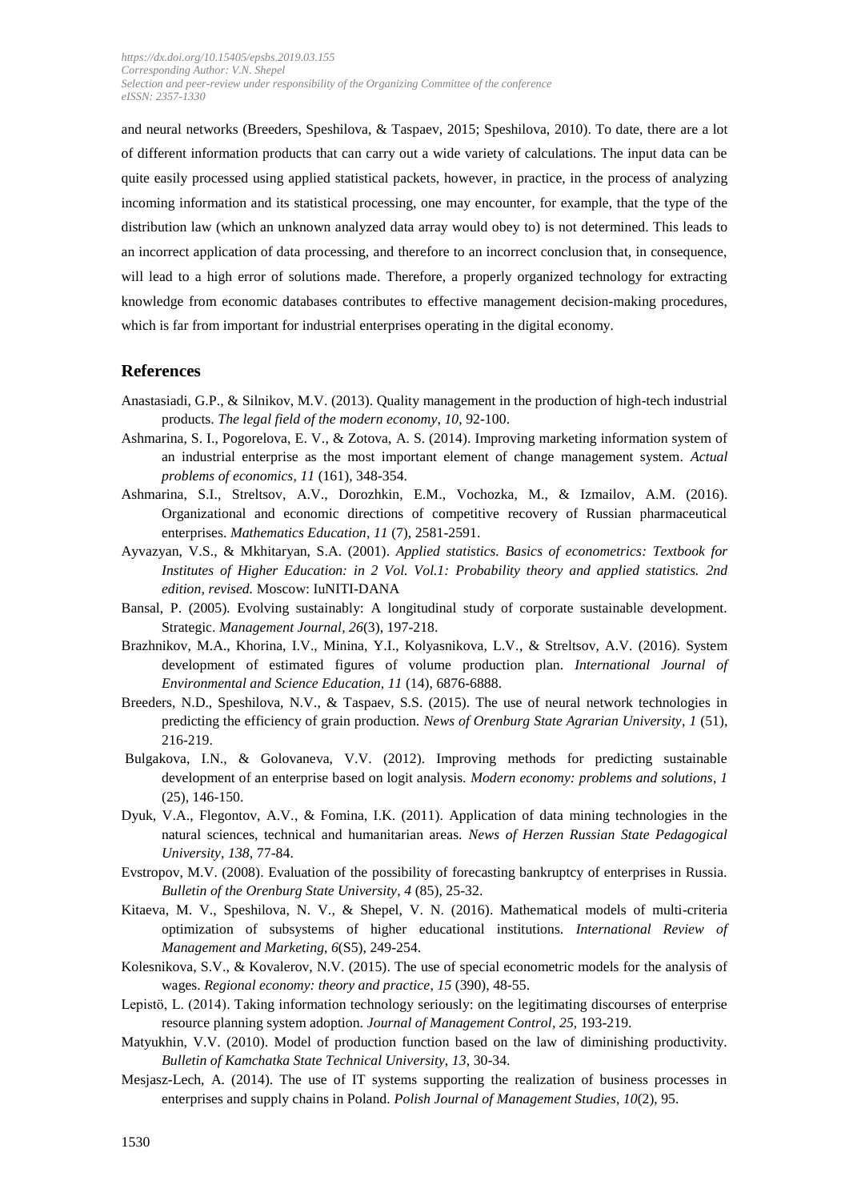and neural networks (Breeders, Speshilova, & Taspaev, 2015; Speshilova, 2010). To date, there are a lot of different information products that can carry out a wide variety of calculations. The input data can be quite easily processed using applied statistical packets, however, in practice, in the process of analyzing incoming information and its statistical processing, one may encounter, for example, that the type of the distribution law (which an unknown analyzed data array would obey to) is not determined. This leads to an incorrect application of data processing, and therefore to an incorrect conclusion that, in consequence, will lead to a high error of solutions made. Therefore, a properly organized technology for extracting knowledge from economic databases contributes to effective management decision-making procedures, which is far from important for industrial enterprises operating in the digital economy.

## References

Anastasiadi, G.P., & Silnikov, M.V. (2013). Quality management in the production of high-tech industrial products. *The legal field of the modern economy*, *10*, 92-100.

Ashmarina, S. I., Pogorelova, E. V., & Zotova, A. S. (2014). Improving marketing information system of an industrial enterprise as the most important element of change management system. *Actual problems of economics*, *11* (161), 348-354.

Ashmarina, S.I., Streltsov, A.V., Dorozhkin, E.M., Vochozka, M., & Izmailov, A.M. (2016). Organizational and economic directions of competitive recovery of Russian pharmaceutical enterprises. *Mathematics Education*, *11* (7), 2581-2591.

Ayvazyan, V.S., & Mkhitaryan, S.A. (2001). *Applied statistics. Basics of econometrics: Textbook for Institutes of Higher Education: in 2 Vol. Vol.1: Probability theory and applied statistics. 2nd edition, revised.* Moscow: IuNITI-DANA

Bansal, P. (2005). Evolving sustainably: A longitudinal study of corporate sustainable development. Strategic. *Management Journal*, *26*(3), 197-218.

Brazhnikov, M.A., Khorina, I.V., Minina, Y.I., Kolyasnikova, L.V., & Streltsov, A.V. (2016). System development of estimated figures of volume production plan. *International Journal of Environmental and Science Education*, *11* (14), 6876-6888.

Breeders, N.D., Speshilova, N.V., & Taspaev, S.S. (2015). The use of neural network technologies in predicting the efficiency of grain production. *News of Orenburg State Agrarian University*, *1* (51), 216-219.

Bulgakova, I.N., & Golovaneva, V.V. (2012). Improving methods for predicting sustainable development of an enterprise based on logit analysis. *Modern economy: problems and solutions*, *1* (25), 146-150.

Dyuk, V.A., Flegontov, A.V., & Fomina, I.K. (2011). Application of data mining technologies in the natural sciences, technical and humanitarian areas. *News of Herzen Russian State Pedagogical University*, *138*, 77-84.

Evstropov, M.V. (2008). Evaluation of the possibility of forecasting bankruptcy of enterprises in Russia. *Bulletin of the Orenburg State University*, *4* (85), 25-32.

Kitaeva, M. V., Speshilova, N. V., & Shepel, V. N. (2016). Mathematical models of multi-criteria optimization of subsystems of higher educational institutions. *International Review of Management and Marketing*, *6*(S5), 249-254.

Kolesnikova, S.V., & Kovalerov, N.V. (2015). The use of special econometric models for the analysis of wages. *Regional economy: theory and practice*, *15* (390), 48-55.

Lepistö, L. (2014). Taking information technology seriously: on the legitimating discourses of enterprise resource planning system adoption. *Journal of Management Control*, *25*, 193-219.

Matyukhin, V.V. (2010). Model of production function based on the law of diminishing productivity. *Bulletin of Kamchatka State Technical University*, *13*, 30-34.

Mesjasz-Lech, A. (2014). The use of IT systems supporting the realization of business processes in enterprises and supply chains in Poland. *Polish Journal of Management Studies*, *10*(2), 95.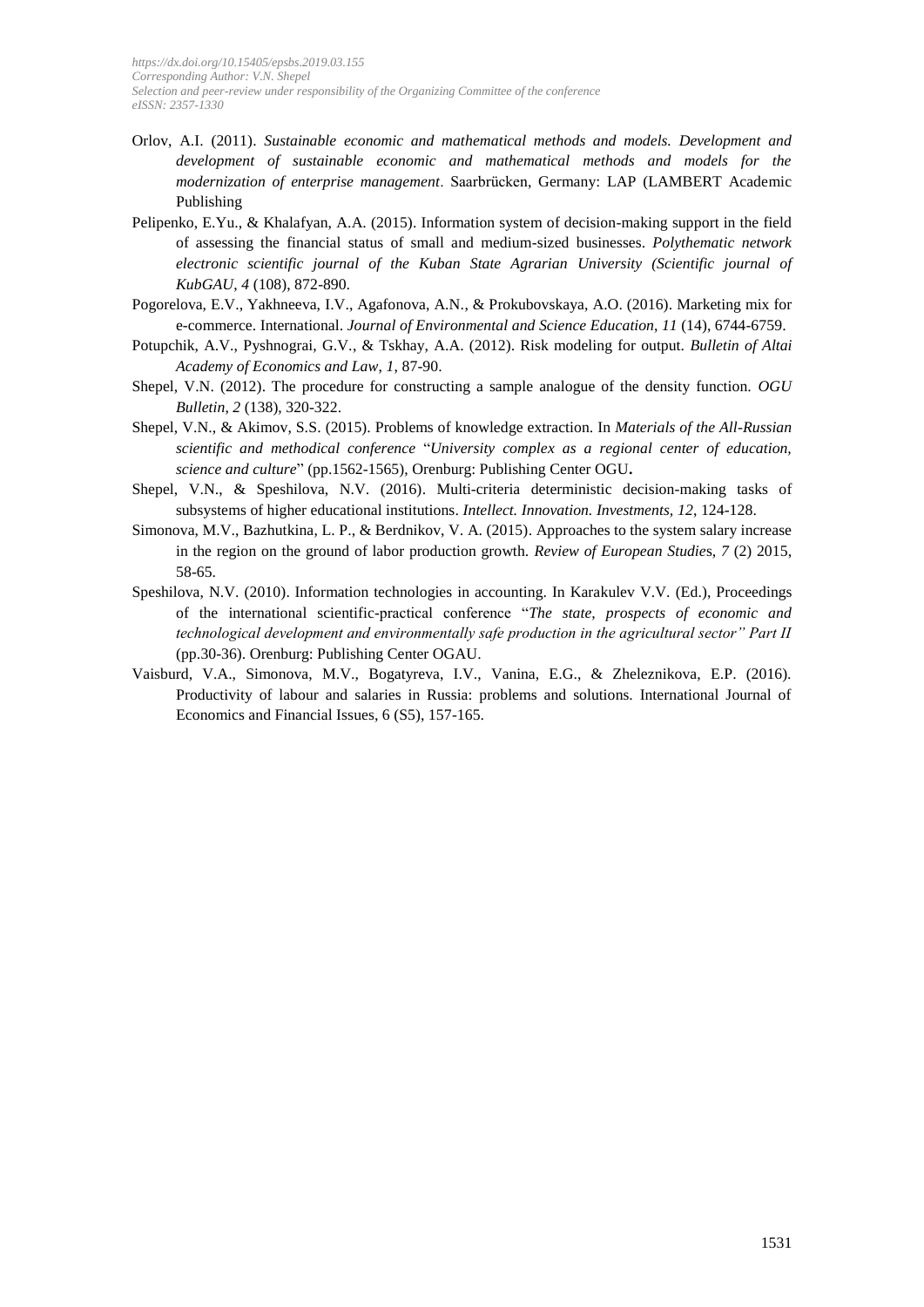Orlov, A.I. (2011). *Sustainable economic and mathematical methods and models. Development and development of sustainable economic and mathematical methods and models for the modernization of enterprise management*. Saarbrücken, Germany: LAP (LAMBERT Academic Publishing

Pelipenko, E.Yu., & Khalafyan, A.A. (2015). Information system of decision-making support in the field of assessing the financial status of small and medium-sized businesses. *Polythematic network electronic scientific journal of the Kuban State Agrarian University (Scientific journal of KubGAU*, *4* (108), 872-890.

Pogorelova, E.V., Yakhneeva, I.V., Agafonova, A.N., & Prokubovskaya, A.O. (2016). Marketing mix for e-commerce. International. *Journal of Environmental and Science Education*, *11* (14), 6744-6759.

Potupchik, A.V., Pyshnograi, G.V., & Tskhay, A.A. (2012). Risk modeling for output. *Bulletin of Altai Academy of Economics and Law*, *1*, 87-90.

Shepel, V.N. (2012). The procedure for constructing a sample analogue of the density function. *OGU Bulletin*, *2* (138), 320-322.

Shepel, V.N., & Akimov, S.S. (2015). Problems of knowledge extraction. In *Materials of the All-Russian scientific and methodical conference* "*University complex as a regional center of education, science and culture*" (pp.1562-1565), Orenburg: Publishing Center OGU**.**

Shepel, V.N., & Speshilova, N.V. (2016). Multi-criteria deterministic decision-making tasks of subsystems of higher educational institutions. *Intellect. Innovation. Investments*, *12*, 124-128.

Simonova, M.V., Bazhutkina, L. P., & Berdnikov, V. A. (2015). Approaches to the system salary increase in the region on the ground of labor production growth. *Review of European Studies*, *7* (2) 2015, 58-65.

Speshilova, N.V. (2010). Information technologies in accounting. In Karakulev V.V. (Ed.), Proceedings of the international scientific-practical conference "*The state, prospects of economic and technological development and environmentally safe production in the agricultural sector" Part II* (pp.30-36). Orenburg: Publishing Center OGAU.

Vaisburd, V.A., Simonova, M.V., Bogatyreva, I.V., Vanina, E.G., & Zheleznikova, E.P. (2016). Productivity of labour and salaries in Russia: problems and solutions. International Journal of Economics and Financial Issues, 6 (S5), 157-165.